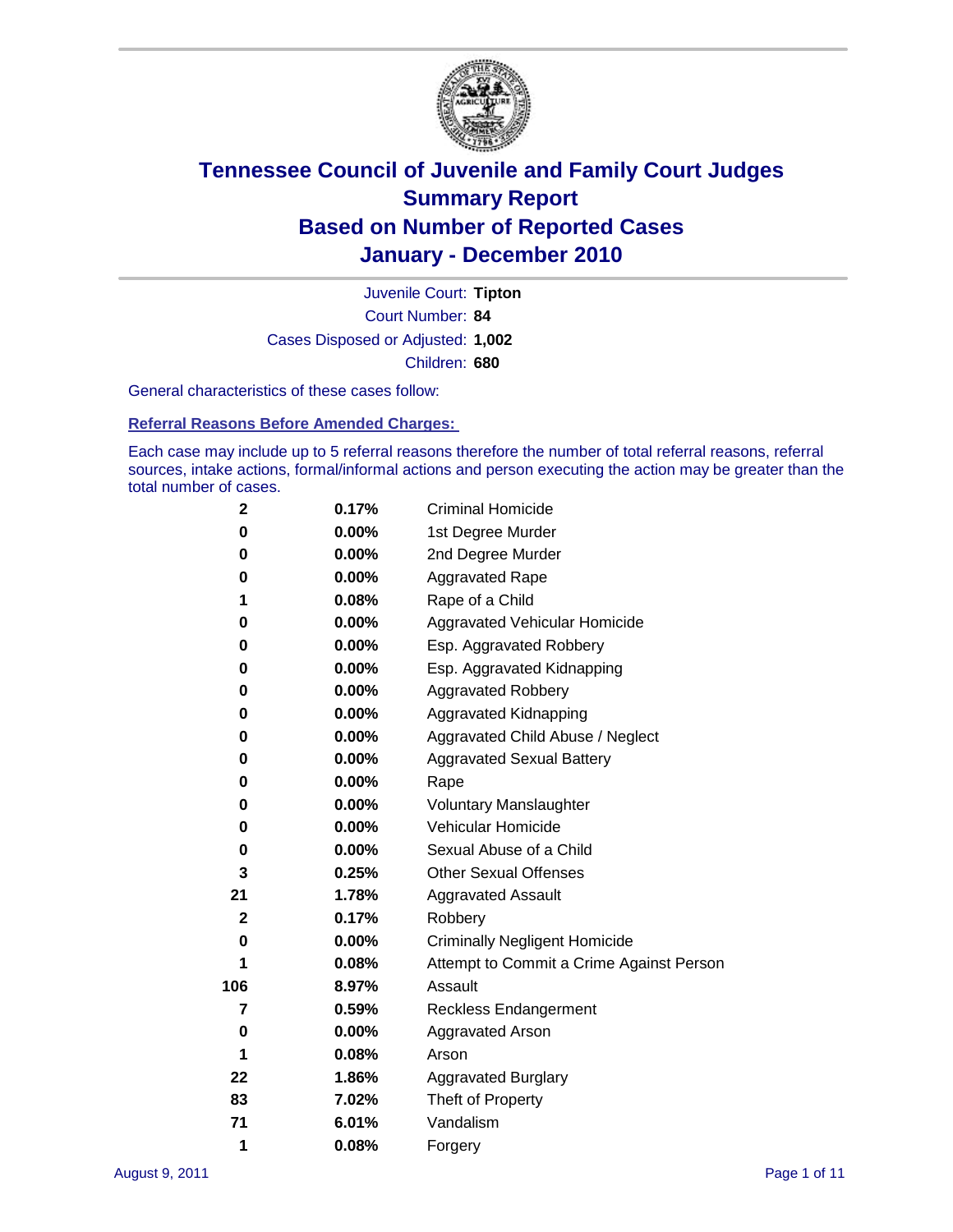# Tennessee Council of Juvenile and Family Court Judges
## Summary Report
## Based on Number of Reported Cases
## January - December 2010

Juvenile Court: **Tipton**
Court Number: **84**
Cases Disposed or Adjusted: **1,002**
Children: **680**

General characteristics of these cases follow:

### Referral Reasons Before Amended Charges:

Each case may include up to 5 referral reasons therefore the number of total referral reasons, referral sources, intake actions, formal/informal actions and person executing the action may be greater than the total number of cases.

| Count | Percent | Referral Reason |
|---|---|---|
| 2 | 0.17% | Criminal Homicide |
| 0 | 0.00% | 1st Degree Murder |
| 0 | 0.00% | 2nd Degree Murder |
| 0 | 0.00% | Aggravated Rape |
| 1 | 0.08% | Rape of a Child |
| 0 | 0.00% | Aggravated Vehicular Homicide |
| 0 | 0.00% | Esp. Aggravated Robbery |
| 0 | 0.00% | Esp. Aggravated Kidnapping |
| 0 | 0.00% | Aggravated Robbery |
| 0 | 0.00% | Aggravated Kidnapping |
| 0 | 0.00% | Aggravated Child Abuse / Neglect |
| 0 | 0.00% | Aggravated Sexual Battery |
| 0 | 0.00% | Rape |
| 0 | 0.00% | Voluntary Manslaughter |
| 0 | 0.00% | Vehicular Homicide |
| 0 | 0.00% | Sexual Abuse of a Child |
| 3 | 0.25% | Other Sexual Offenses |
| 21 | 1.78% | Aggravated Assault |
| 2 | 0.17% | Robbery |
| 0 | 0.00% | Criminally Negligent Homicide |
| 1 | 0.08% | Attempt to Commit a Crime Against Person |
| 106 | 8.97% | Assault |
| 7 | 0.59% | Reckless Endangerment |
| 0 | 0.00% | Aggravated Arson |
| 1 | 0.08% | Arson |
| 22 | 1.86% | Aggravated Burglary |
| 83 | 7.02% | Theft of Property |
| 71 | 6.01% | Vandalism |
| 1 | 0.08% | Forgery |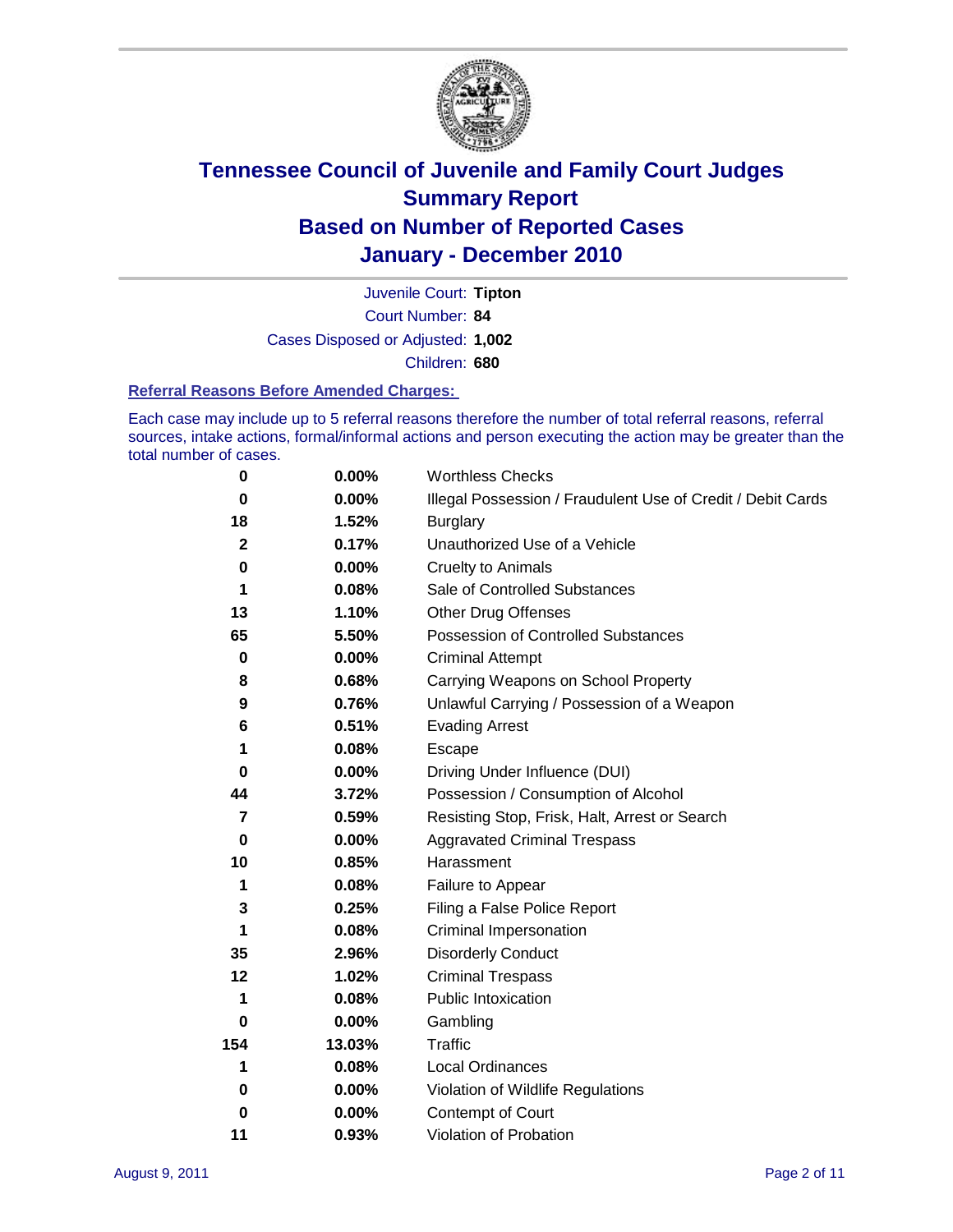# Tennessee Council of Juvenile and Family Court Judges
## Summary Report
## Based on Number of Reported Cases
## January - December 2010

Juvenile Court: **Tipton**
Court Number: **84**
Cases Disposed or Adjusted: **1,002**
Children: **680**

### Referral Reasons Before Amended Charges:

Each case may include up to 5 referral reasons therefore the number of total referral reasons, referral sources, intake actions, formal/informal actions and person executing the action may be greater than the total number of cases.

| Count | Percent | Referral Reason |
|---|---|---|
| 0 | 0.00% | Worthless Checks |
| 0 | 0.00% | Illegal Possession / Fraudulent Use of Credit / Debit Cards |
| 18 | 1.52% | Burglary |
| 2 | 0.17% | Unauthorized Use of a Vehicle |
| 0 | 0.00% | Cruelty to Animals |
| 1 | 0.08% | Sale of Controlled Substances |
| 13 | 1.10% | Other Drug Offenses |
| 65 | 5.50% | Possession of Controlled Substances |
| 0 | 0.00% | Criminal Attempt |
| 8 | 0.68% | Carrying Weapons on School Property |
| 9 | 0.76% | Unlawful Carrying / Possession of a Weapon |
| 6 | 0.51% | Evading Arrest |
| 1 | 0.08% | Escape |
| 0 | 0.00% | Driving Under Influence (DUI) |
| 44 | 3.72% | Possession / Consumption of Alcohol |
| 7 | 0.59% | Resisting Stop, Frisk, Halt, Arrest or Search |
| 0 | 0.00% | Aggravated Criminal Trespass |
| 10 | 0.85% | Harassment |
| 1 | 0.08% | Failure to Appear |
| 3 | 0.25% | Filing a False Police Report |
| 1 | 0.08% | Criminal Impersonation |
| 35 | 2.96% | Disorderly Conduct |
| 12 | 1.02% | Criminal Trespass |
| 1 | 0.08% | Public Intoxication |
| 0 | 0.00% | Gambling |
| 154 | 13.03% | Traffic |
| 1 | 0.08% | Local Ordinances |
| 0 | 0.00% | Violation of Wildlife Regulations |
| 0 | 0.00% | Contempt of Court |
| 11 | 0.93% | Violation of Probation |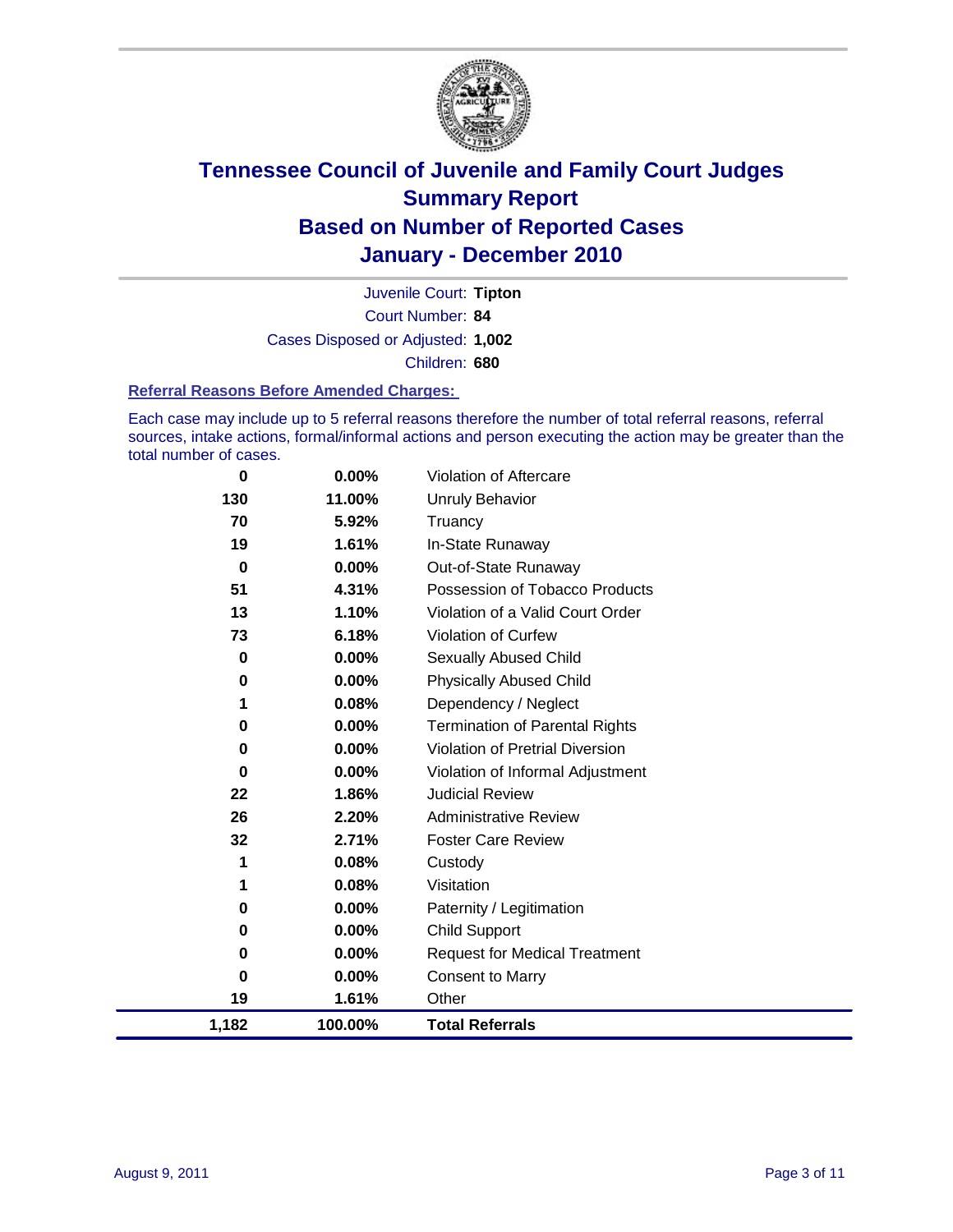# Tennessee Council of Juvenile and Family Court Judges
## Summary Report
## Based on Number of Reported Cases
## January - December 2010

Juvenile Court: **Tipton**
Court Number: **84**
Cases Disposed or Adjusted: **1,002**
Children: **680**

### Referral Reasons Before Amended Charges:

Each case may include up to 5 referral reasons therefore the number of total referral reasons, referral sources, intake actions, formal/informal actions and person executing the action may be greater than the total number of cases.

| Count | Percent | Referral Reason |
|---|---|---|
| 0 | 0.00% | Violation of Aftercare |
| 130 | 11.00% | Unruly Behavior |
| 70 | 5.92% | Truancy |
| 19 | 1.61% | In-State Runaway |
| 0 | 0.00% | Out-of-State Runaway |
| 51 | 4.31% | Possession of Tobacco Products |
| 13 | 1.10% | Violation of a Valid Court Order |
| 73 | 6.18% | Violation of Curfew |
| 0 | 0.00% | Sexually Abused Child |
| 0 | 0.00% | Physically Abused Child |
| 1 | 0.08% | Dependency / Neglect |
| 0 | 0.00% | Termination of Parental Rights |
| 0 | 0.00% | Violation of Pretrial Diversion |
| 0 | 0.00% | Violation of Informal Adjustment |
| 22 | 1.86% | Judicial Review |
| 26 | 2.20% | Administrative Review |
| 32 | 2.71% | Foster Care Review |
| 1 | 0.08% | Custody |
| 1 | 0.08% | Visitation |
| 0 | 0.00% | Paternity / Legitimation |
| 0 | 0.00% | Child Support |
| 0 | 0.00% | Request for Medical Treatment |
| 0 | 0.00% | Consent to Marry |
| 19 | 1.61% | Other |
| **1,182** | **100.00%** | **Total Referrals** |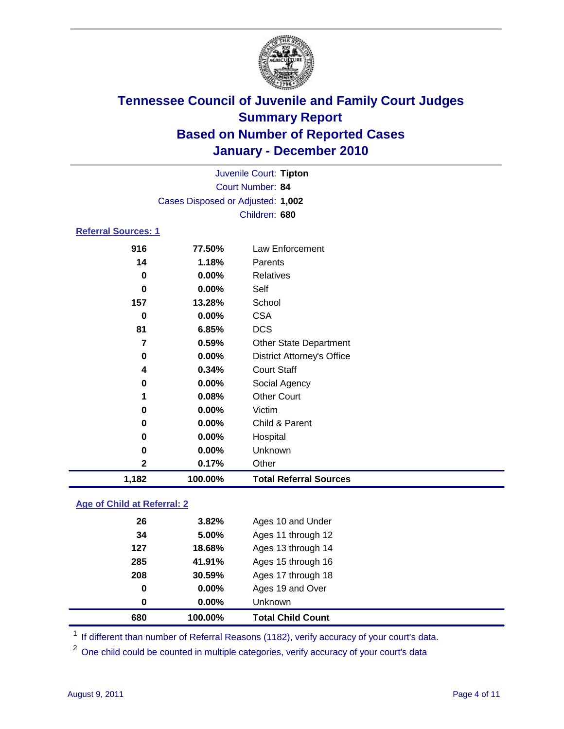# Tennessee Council of Juvenile and Family Court Judges
## Summary Report
## Based on Number of Reported Cases
## January - December 2010

Juvenile Court: **Tipton**
Court Number: **84**
Cases Disposed or Adjusted: **1,002**
Children: **680**

### Referral Sources: 1

| | | |
|---|---|---|
| 916 | 77.50% | Law Enforcement |
| 14 | 1.18% | Parents |
| 0 | 0.00% | Relatives |
| 0 | 0.00% | Self |
| 157 | 13.28% | School |
| 0 | 0.00% | CSA |
| 81 | 6.85% | DCS |
| 7 | 0.59% | Other State Department |
| 0 | 0.00% | District Attorney's Office |
| 4 | 0.34% | Court Staff |
| 0 | 0.00% | Social Agency |
| 1 | 0.08% | Other Court |
| 0 | 0.00% | Victim |
| 0 | 0.00% | Child & Parent |
| 0 | 0.00% | Hospital |
| 0 | 0.00% | Unknown |
| 2 | 0.17% | Other |
| **1,182** | **100.00%** | **Total Referral Sources** |

### Age of Child at Referral: 2

| | | |
|---|---|---|
| 26 | 3.82% | Ages 10 and Under |
| 34 | 5.00% | Ages 11 through 12 |
| 127 | 18.68% | Ages 13 through 14 |
| 285 | 41.91% | Ages 15 through 16 |
| 208 | 30.59% | Ages 17 through 18 |
| 0 | 0.00% | Ages 19 and Over |
| 0 | 0.00% | Unknown |
| **680** | **100.00%** | **Total Child Count** |

[1] If different than number of Referral Reasons (1182), verify accuracy of your court's data.

[2] One child could be counted in multiple categories, verify accuracy of your court's data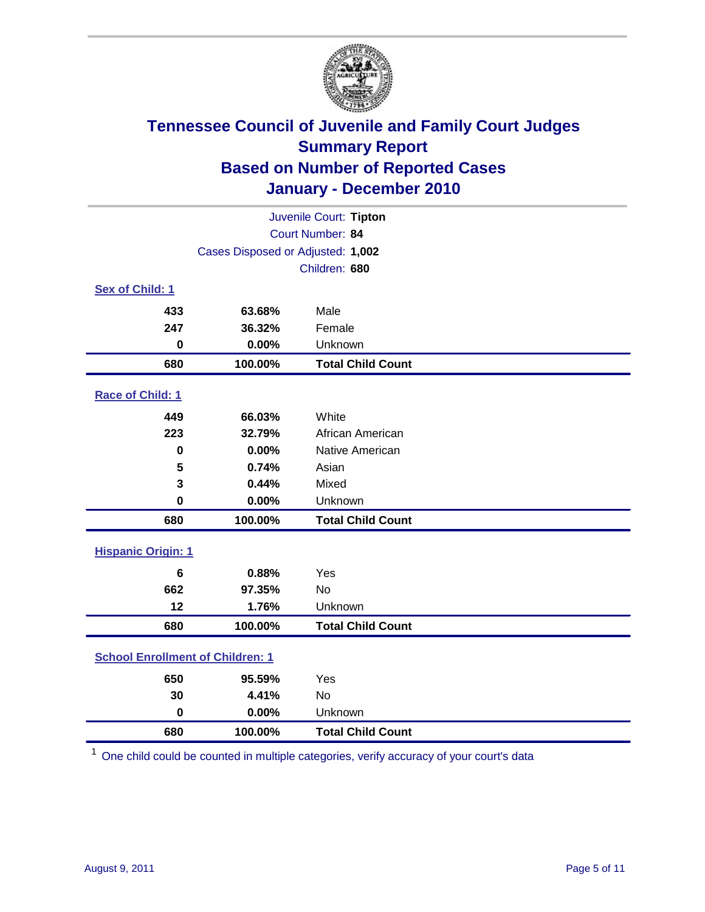# Tennessee Council of Juvenile and Family Court Judges
## Summary Report
## Based on Number of Reported Cases
## January - December 2010

Juvenile Court: **Tipton**
Court Number: **84**
Cases Disposed or Adjusted: **1,002**
Children: **680**

### Sex of Child: 1

| | | |
|---|---|---|
| 433 | 63.68% | Male |
| 247 | 36.32% | Female |
| 0 | 0.00% | Unknown |
| **680** | **100.00%** | **Total Child Count** |

### Race of Child: 1

| | | |
|---|---|---|
| 449 | 66.03% | White |
| 223 | 32.79% | African American |
| 0 | 0.00% | Native American |
| 5 | 0.74% | Asian |
| 3 | 0.44% | Mixed |
| 0 | 0.00% | Unknown |
| **680** | **100.00%** | **Total Child Count** |

### Hispanic Origin: 1

| | | |
|---|---|---|
| 6 | 0.88% | Yes |
| 662 | 97.35% | No |
| 12 | 1.76% | Unknown |
| **680** | **100.00%** | **Total Child Count** |

### School Enrollment of Children: 1

| | | |
|---|---|---|
| 650 | 95.59% | Yes |
| 30 | 4.41% | No |
| 0 | 0.00% | Unknown |
| **680** | **100.00%** | **Total Child Count** |

[1] One child could be counted in multiple categories, verify accuracy of your court's data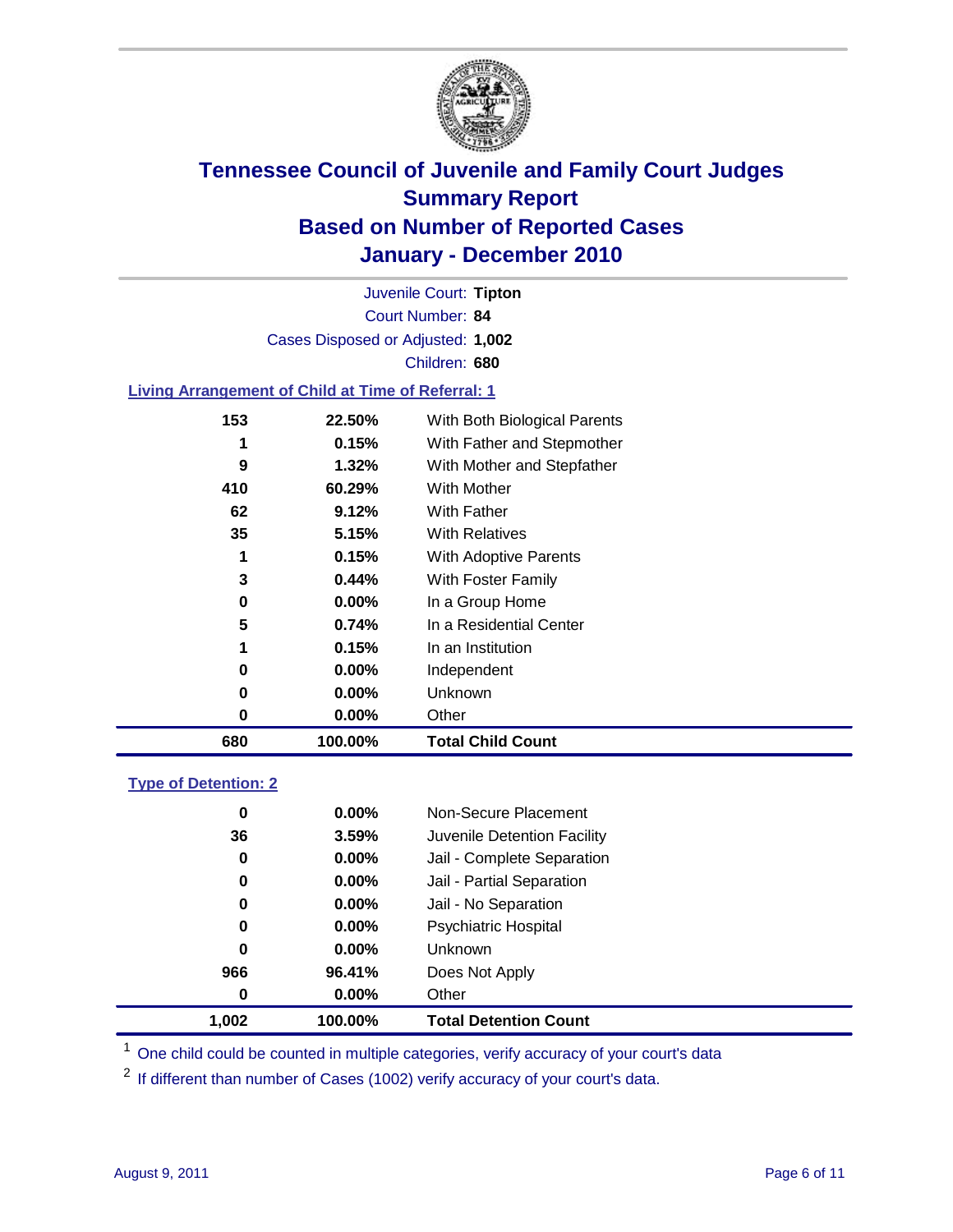# Tennessee Council of Juvenile and Family Court Judges
## Summary Report
## Based on Number of Reported Cases
## January - December 2010

Juvenile Court: **Tipton**

Court Number: **84**

Cases Disposed or Adjusted: **1,002**

Children: **680**

### Living Arrangement of Child at Time of Referral: 1

| Count | Percent | Category |
|---|---|---|
| 153 | 22.50% | With Both Biological Parents |
| 1 | 0.15% | With Father and Stepmother |
| 9 | 1.32% | With Mother and Stepfather |
| 410 | 60.29% | With Mother |
| 62 | 9.12% | With Father |
| 35 | 5.15% | With Relatives |
| 1 | 0.15% | With Adoptive Parents |
| 3 | 0.44% | With Foster Family |
| 0 | 0.00% | In a Group Home |
| 5 | 0.74% | In a Residential Center |
| 1 | 0.15% | In an Institution |
| 0 | 0.00% | Independent |
| 0 | 0.00% | Unknown |
| 0 | 0.00% | Other |
| **680** | **100.00%** | **Total Child Count** |

### Type of Detention: 2

| Count | Percent | Category |
|---|---|---|
| 0 | 0.00% | Non-Secure Placement |
| 36 | 3.59% | Juvenile Detention Facility |
| 0 | 0.00% | Jail - Complete Separation |
| 0 | 0.00% | Jail - Partial Separation |
| 0 | 0.00% | Jail - No Separation |
| 0 | 0.00% | Psychiatric Hospital |
| 0 | 0.00% | Unknown |
| 966 | 96.41% | Does Not Apply |
| 0 | 0.00% | Other |
| **1,002** | **100.00%** | **Total Detention Count** |

[1] One child could be counted in multiple categories, verify accuracy of your court's data

[2] If different than number of Cases (1002) verify accuracy of your court's data.

August 9, 2011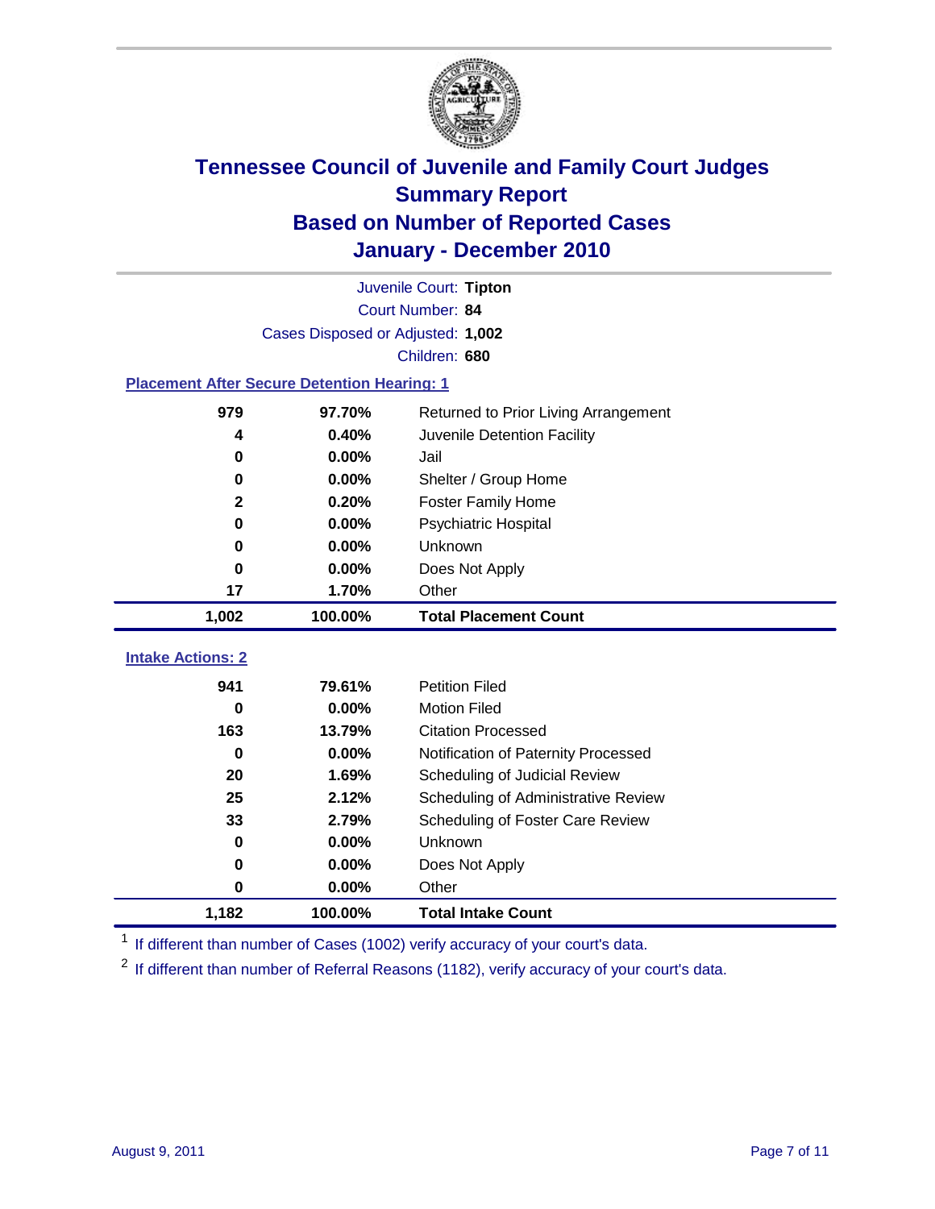# Tennessee Council of Juvenile and Family Court Judges
## Summary Report
## Based on Number of Reported Cases
## January - December 2010

Juvenile Court: **Tipton**

Court Number: **84**

Cases Disposed or Adjusted: **1,002**

Children: **680**

### Placement After Secure Detention Hearing: 1

| Count | Percent | Placement |
|---|---|---|
| 979 | 97.70% | Returned to Prior Living Arrangement |
| 4 | 0.40% | Juvenile Detention Facility |
| 0 | 0.00% | Jail |
| 0 | 0.00% | Shelter / Group Home |
| 2 | 0.20% | Foster Family Home |
| 0 | 0.00% | Psychiatric Hospital |
| 0 | 0.00% | Unknown |
| 0 | 0.00% | Does Not Apply |
| 17 | 1.70% | Other |
| **1,002** | **100.00%** | **Total Placement Count** |

### Intake Actions: 2

| Count | Percent | Intake Action |
|---|---|---|
| 941 | 79.61% | Petition Filed |
| 0 | 0.00% | Motion Filed |
| 163 | 13.79% | Citation Processed |
| 0 | 0.00% | Notification of Paternity Processed |
| 20 | 1.69% | Scheduling of Judicial Review |
| 25 | 2.12% | Scheduling of Administrative Review |
| 33 | 2.79% | Scheduling of Foster Care Review |
| 0 | 0.00% | Unknown |
| 0 | 0.00% | Does Not Apply |
| 0 | 0.00% | Other |
| **1,182** | **100.00%** | **Total Intake Count** |

[1] If different than number of Cases (1002) verify accuracy of your court's data.

[2] If different than number of Referral Reasons (1182), verify accuracy of your court's data.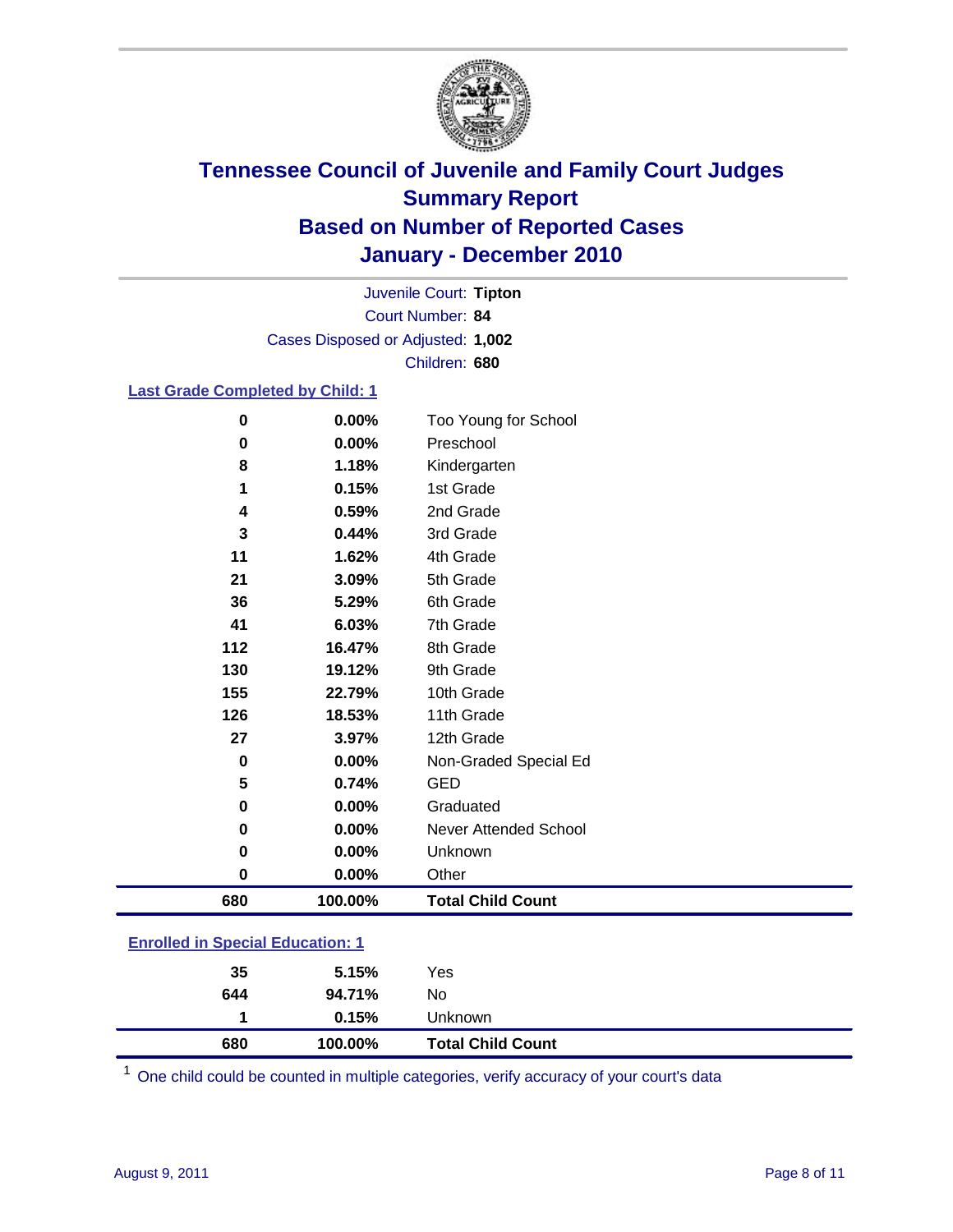# Tennessee Council of Juvenile and Family Court Judges
## Summary Report
## Based on Number of Reported Cases
## January - December 2010

Juvenile Court: **Tipton**
Court Number: **84**
Cases Disposed or Adjusted: **1,002**
Children: **680**

### Last Grade Completed by Child: 1

| Count | Percent | Category |
|---|---|---|
| 0 | 0.00% | Too Young for School |
| 0 | 0.00% | Preschool |
| 8 | 1.18% | Kindergarten |
| 1 | 0.15% | 1st Grade |
| 4 | 0.59% | 2nd Grade |
| 3 | 0.44% | 3rd Grade |
| 11 | 1.62% | 4th Grade |
| 21 | 3.09% | 5th Grade |
| 36 | 5.29% | 6th Grade |
| 41 | 6.03% | 7th Grade |
| 112 | 16.47% | 8th Grade |
| 130 | 19.12% | 9th Grade |
| 155 | 22.79% | 10th Grade |
| 126 | 18.53% | 11th Grade |
| 27 | 3.97% | 12th Grade |
| 0 | 0.00% | Non-Graded Special Ed |
| 5 | 0.74% | GED |
| 0 | 0.00% | Graduated |
| 0 | 0.00% | Never Attended School |
| 0 | 0.00% | Unknown |
| 0 | 0.00% | Other |
| **680** | **100.00%** | **Total Child Count** |

### Enrolled in Special Education: 1

| Count | Percent | Category |
|---|---|---|
| 35 | 5.15% | Yes |
| 644 | 94.71% | No |
| 1 | 0.15% | Unknown |
| **680** | **100.00%** | **Total Child Count** |

[1] One child could be counted in multiple categories, verify accuracy of your court's data

August 9, 2011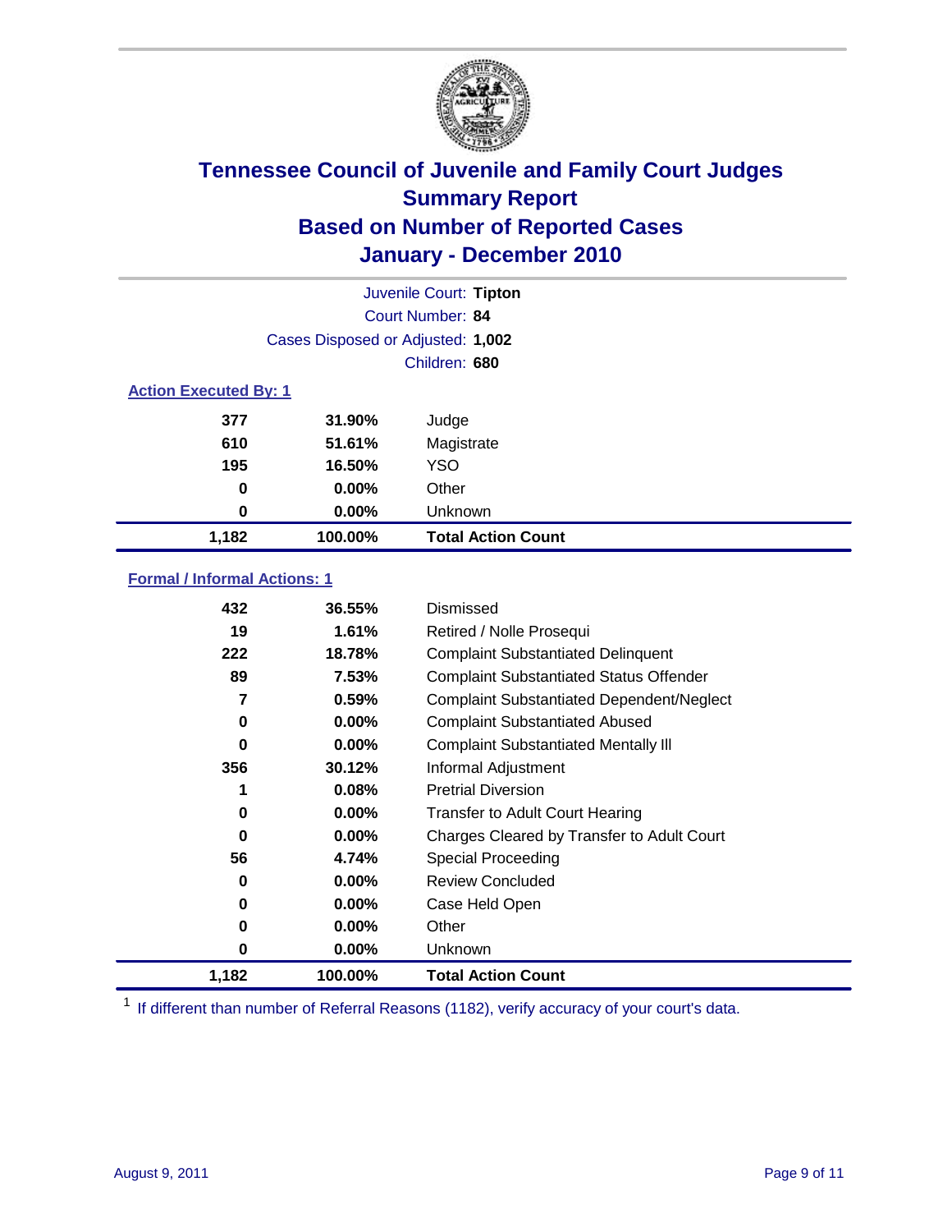# Tennessee Council of Juvenile and Family Court Judges
## Summary Report
## Based on Number of Reported Cases
## January - December 2010

Juvenile Court: **Tipton**

Court Number: **84**

Cases Disposed or Adjusted: **1,002**

Children: **680**

### Action Executed By: 1

| | | |
|---|---|---|
| 377 | 31.90% | Judge |
| 610 | 51.61% | Magistrate |
| 195 | 16.50% | YSO |
| 0 | 0.00% | Other |
| 0 | 0.00% | Unknown |
| **1,182** | **100.00%** | **Total Action Count** |

### Formal / Informal Actions: 1

| | | |
|---|---|---|
| 432 | 36.55% | Dismissed |
| 19 | 1.61% | Retired / Nolle Prosequi |
| 222 | 18.78% | Complaint Substantiated Delinquent |
| 89 | 7.53% | Complaint Substantiated Status Offender |
| 7 | 0.59% | Complaint Substantiated Dependent/Neglect |
| 0 | 0.00% | Complaint Substantiated Abused |
| 0 | 0.00% | Complaint Substantiated Mentally Ill |
| 356 | 30.12% | Informal Adjustment |
| 1 | 0.08% | Pretrial Diversion |
| 0 | 0.00% | Transfer to Adult Court Hearing |
| 0 | 0.00% | Charges Cleared by Transfer to Adult Court |
| 56 | 4.74% | Special Proceeding |
| 0 | 0.00% | Review Concluded |
| 0 | 0.00% | Case Held Open |
| 0 | 0.00% | Other |
| 0 | 0.00% | Unknown |
| **1,182** | **100.00%** | **Total Action Count** |

[1] If different than number of Referral Reasons (1182), verify accuracy of your court's data.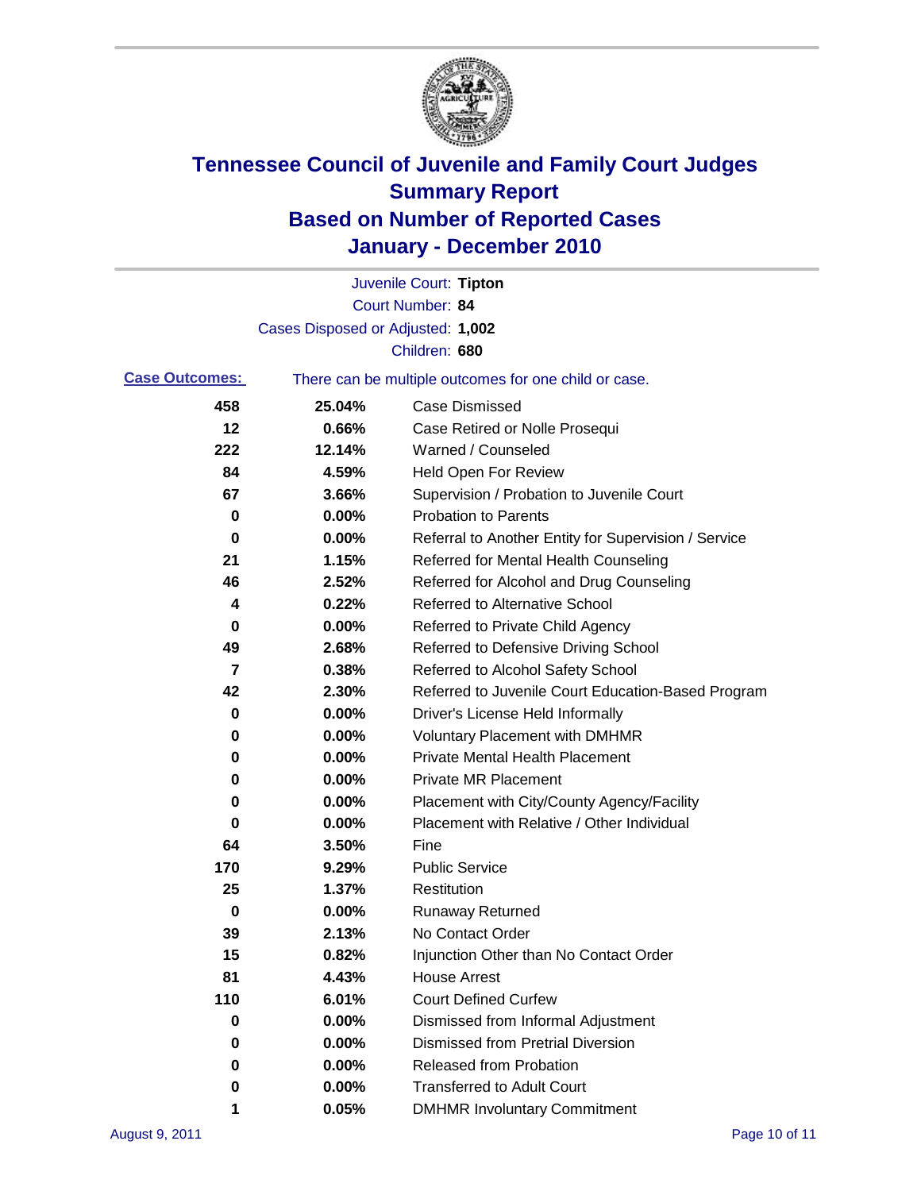# Tennessee Council of Juvenile and Family Court Judges
## Summary Report
## Based on Number of Reported Cases
## January - December 2010

Juvenile Court: **Tipton**
Court Number: **84**
Cases Disposed or Adjusted: **1,002**
Children: **680**

**Case Outcomes:** There can be multiple outcomes for one child or case.

| Count | Percent | Outcome |
|---|---|---|
| 458 | 25.04% | Case Dismissed |
| 12 | 0.66% | Case Retired or Nolle Prosequi |
| 222 | 12.14% | Warned / Counseled |
| 84 | 4.59% | Held Open For Review |
| 67 | 3.66% | Supervision / Probation to Juvenile Court |
| 0 | 0.00% | Probation to Parents |
| 0 | 0.00% | Referral to Another Entity for Supervision / Service |
| 21 | 1.15% | Referred for Mental Health Counseling |
| 46 | 2.52% | Referred for Alcohol and Drug Counseling |
| 4 | 0.22% | Referred to Alternative School |
| 0 | 0.00% | Referred to Private Child Agency |
| 49 | 2.68% | Referred to Defensive Driving School |
| 7 | 0.38% | Referred to Alcohol Safety School |
| 42 | 2.30% | Referred to Juvenile Court Education-Based Program |
| 0 | 0.00% | Driver's License Held Informally |
| 0 | 0.00% | Voluntary Placement with DMHMR |
| 0 | 0.00% | Private Mental Health Placement |
| 0 | 0.00% | Private MR Placement |
| 0 | 0.00% | Placement with City/County Agency/Facility |
| 0 | 0.00% | Placement with Relative / Other Individual |
| 64 | 3.50% | Fine |
| 170 | 9.29% | Public Service |
| 25 | 1.37% | Restitution |
| 0 | 0.00% | Runaway Returned |
| 39 | 2.13% | No Contact Order |
| 15 | 0.82% | Injunction Other than No Contact Order |
| 81 | 4.43% | House Arrest |
| 110 | 6.01% | Court Defined Curfew |
| 0 | 0.00% | Dismissed from Informal Adjustment |
| 0 | 0.00% | Dismissed from Pretrial Diversion |
| 0 | 0.00% | Released from Probation |
| 0 | 0.00% | Transferred to Adult Court |
| 1 | 0.05% | DMHMR Involuntary Commitment |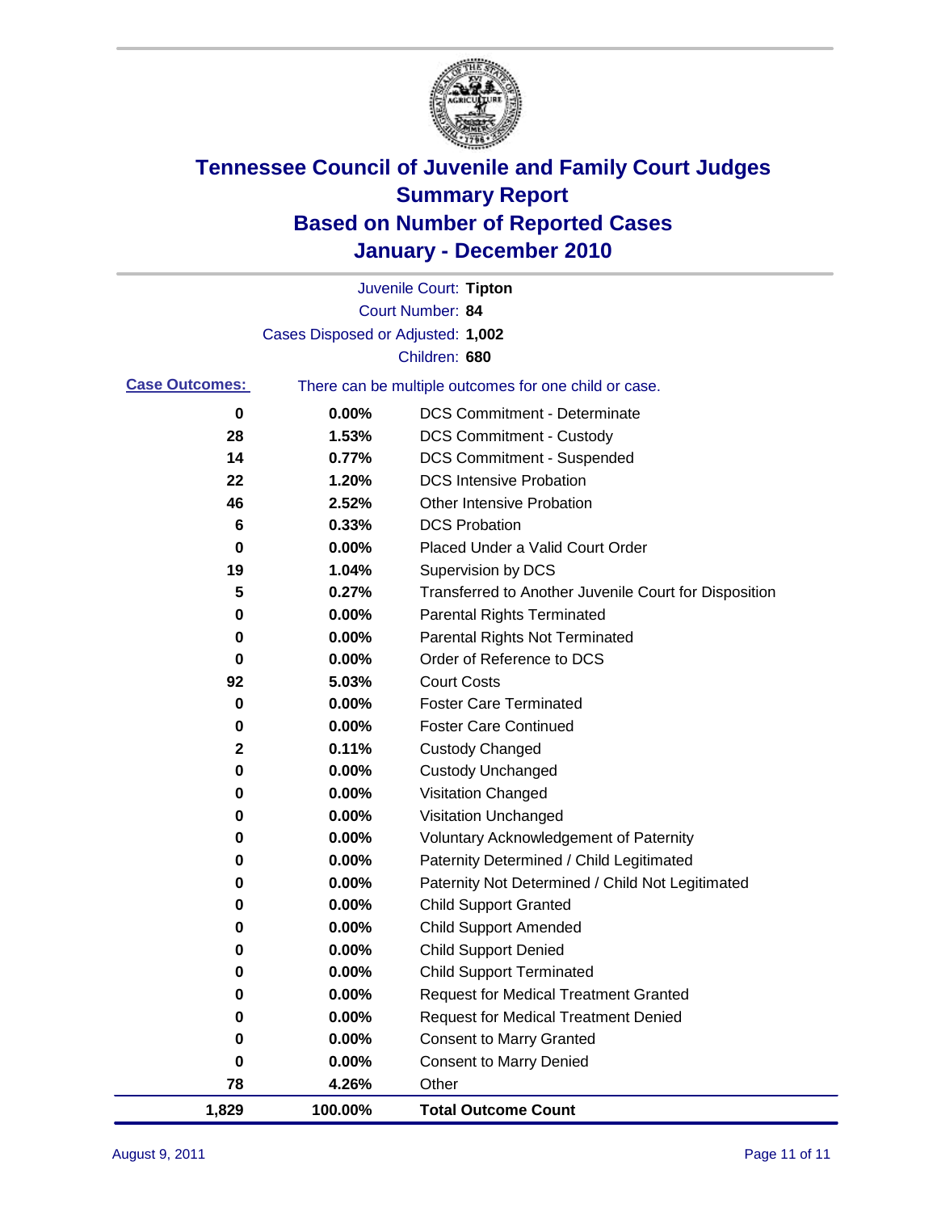# Tennessee Council of Juvenile and Family Court Judges
## Summary Report
## Based on Number of Reported Cases
## January - December 2010

Juvenile Court: **Tipton**

Court Number: **84**

Cases Disposed or Adjusted: **1,002**

Children: **680**

**Case Outcomes:** There can be multiple outcomes for one child or case.

| | | |
|---|---|---|
| 0 | 0.00% | DCS Commitment - Determinate |
| 28 | 1.53% | DCS Commitment - Custody |
| 14 | 0.77% | DCS Commitment - Suspended |
| 22 | 1.20% | DCS Intensive Probation |
| 46 | 2.52% | Other Intensive Probation |
| 6 | 0.33% | DCS Probation |
| 0 | 0.00% | Placed Under a Valid Court Order |
| 19 | 1.04% | Supervision by DCS |
| 5 | 0.27% | Transferred to Another Juvenile Court for Disposition |
| 0 | 0.00% | Parental Rights Terminated |
| 0 | 0.00% | Parental Rights Not Terminated |
| 0 | 0.00% | Order of Reference to DCS |
| 92 | 5.03% | Court Costs |
| 0 | 0.00% | Foster Care Terminated |
| 0 | 0.00% | Foster Care Continued |
| 2 | 0.11% | Custody Changed |
| 0 | 0.00% | Custody Unchanged |
| 0 | 0.00% | Visitation Changed |
| 0 | 0.00% | Visitation Unchanged |
| 0 | 0.00% | Voluntary Acknowledgement of Paternity |
| 0 | 0.00% | Paternity Determined / Child Legitimated |
| 0 | 0.00% | Paternity Not Determined / Child Not Legitimated |
| 0 | 0.00% | Child Support Granted |
| 0 | 0.00% | Child Support Amended |
| 0 | 0.00% | Child Support Denied |
| 0 | 0.00% | Child Support Terminated |
| 0 | 0.00% | Request for Medical Treatment Granted |
| 0 | 0.00% | Request for Medical Treatment Denied |
| 0 | 0.00% | Consent to Marry Granted |
| 0 | 0.00% | Consent to Marry Denied |
| 78 | 4.26% | Other |
| **1,829** | **100.00%** | **Total Outcome Count** |